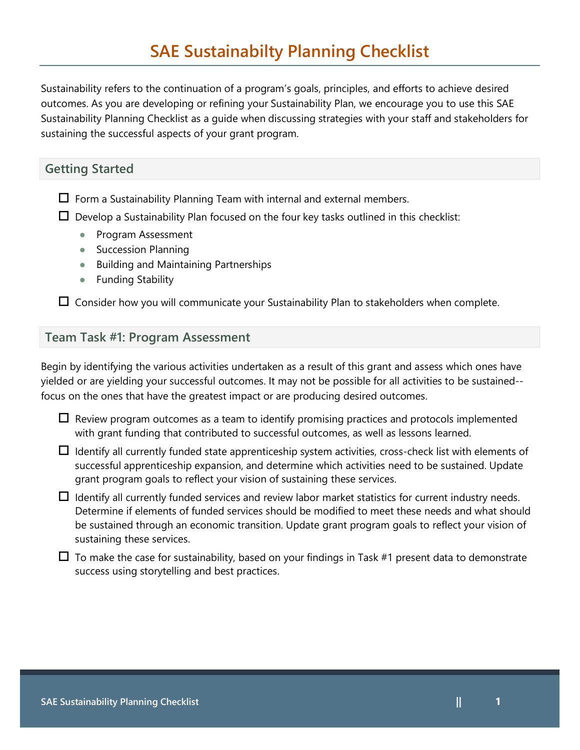# SAE Sustainabilty Planning Checklist

Sustainability refers to the continuation of a program's goals, principles, and efforts to achieve desired outcomes. As you are developing or refining your Sustainability Plan, we encourage you to use this SAE Sustainability Planning Checklist as a guide when discussing strategies with your staff and stakeholders for sustaining the successful aspects of your grant program.

## Getting Started

- [ ] Form a Sustainability Planning Team with internal and external members.
- [ ] Develop a Sustainability Plan focused on the four key tasks outlined in this checklist:
  - Program Assessment
  - Succession Planning
  - Building and Maintaining Partnerships
  - Funding Stability
- [ ] Consider how you will communicate your Sustainability Plan to stakeholders when complete.

## Team Task #1: Program Assessment

Begin by identifying the various activities undertaken as a result of this grant and assess which ones have yielded or are yielding your successful outcomes. It may not be possible for all activities to be sustained--focus on the ones that have the greatest impact or are producing desired outcomes.

- [ ] Review program outcomes as a team to identify promising practices and protocols implemented with grant funding that contributed to successful outcomes, as well as lessons learned.
- [ ] Identify all currently funded state apprenticeship system activities, cross-check list with elements of successful apprenticeship expansion, and determine which activities need to be sustained. Update grant program goals to reflect your vision of sustaining these services.
- [ ] Identify all currently funded services and review labor market statistics for current industry needs. Determine if elements of funded services should be modified to meet these needs and what should be sustained through an economic transition. Update grant program goals to reflect your vision of sustaining these services.
- [ ] To make the case for sustainability, based on your findings in Task #1 present data to demonstrate success using storytelling and best practices.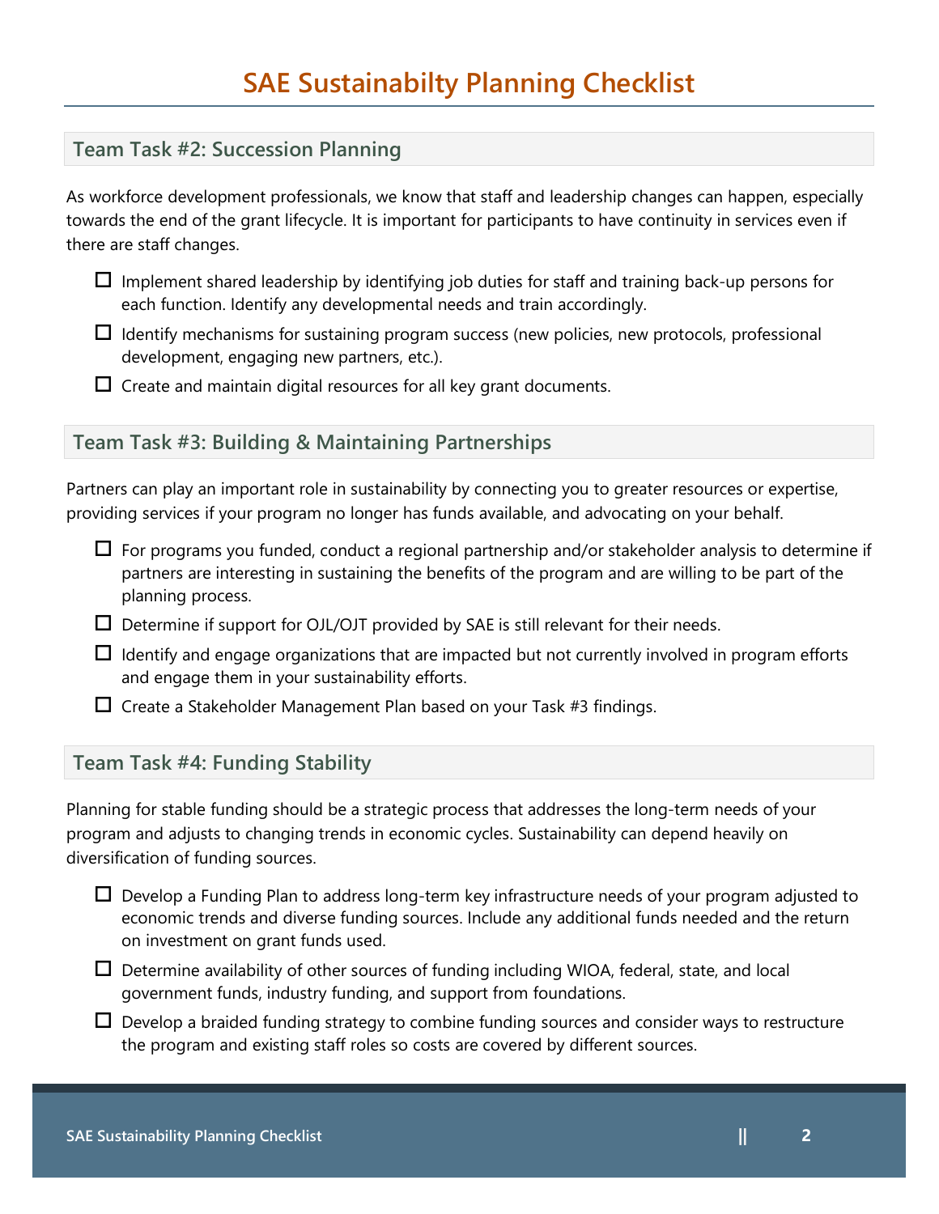# SAE Sustainabilty Planning Checklist

## Team Task #2: Succession Planning

As workforce development professionals, we know that staff and leadership changes can happen, especially towards the end of the grant lifecycle. It is important for participants to have continuity in services even if there are staff changes.

- ☐ Implement shared leadership by identifying job duties for staff and training back-up persons for each function. Identify any developmental needs and train accordingly.
- ☐ Identify mechanisms for sustaining program success (new policies, new protocols, professional development, engaging new partners, etc.).
- ☐ Create and maintain digital resources for all key grant documents.

## Team Task #3: Building & Maintaining Partnerships

Partners can play an important role in sustainability by connecting you to greater resources or expertise, providing services if your program no longer has funds available, and advocating on your behalf.

- ☐ For programs you funded, conduct a regional partnership and/or stakeholder analysis to determine if partners are interesting in sustaining the benefits of the program and are willing to be part of the planning process.
- ☐ Determine if support for OJL/OJT provided by SAE is still relevant for their needs.
- ☐ Identify and engage organizations that are impacted but not currently involved in program efforts and engage them in your sustainability efforts.
- ☐ Create a Stakeholder Management Plan based on your Task #3 findings.

## Team Task #4: Funding Stability

Planning for stable funding should be a strategic process that addresses the long-term needs of your program and adjusts to changing trends in economic cycles. Sustainability can depend heavily on diversification of funding sources.

- ☐ Develop a Funding Plan to address long-term key infrastructure needs of your program adjusted to economic trends and diverse funding sources. Include any additional funds needed and the return on investment on grant funds used.
- ☐ Determine availability of other sources of funding including WIOA, federal, state, and local government funds, industry funding, and support from foundations.
- ☐ Develop a braided funding strategy to combine funding sources and consider ways to restructure the program and existing staff roles so costs are covered by different sources.